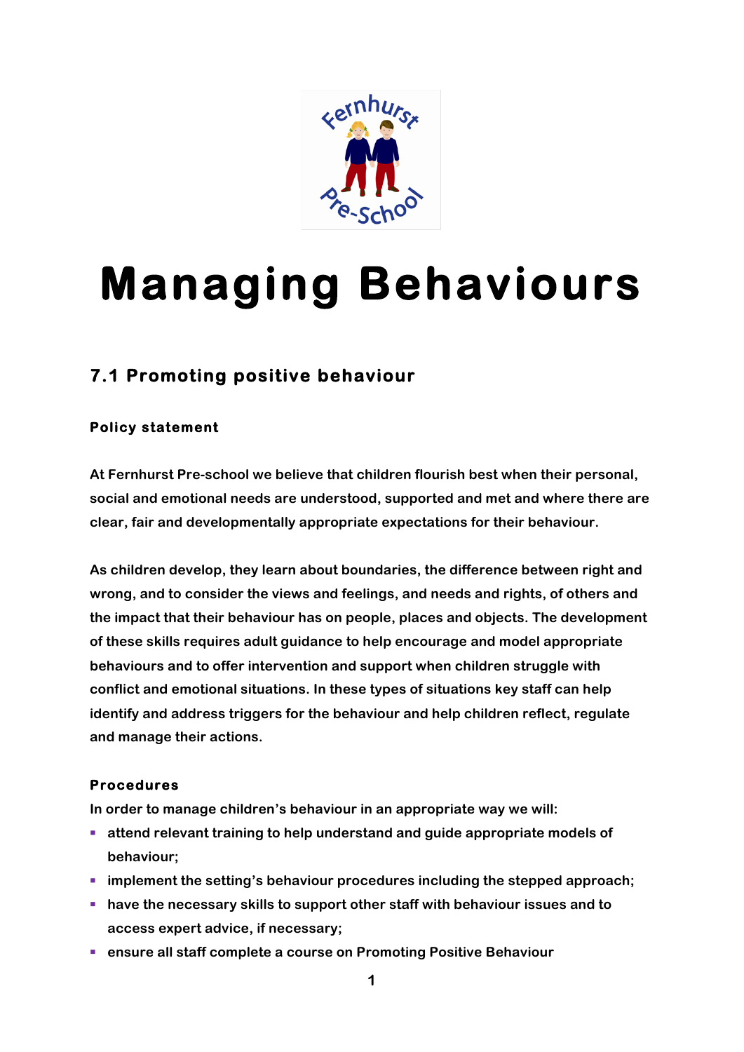# Managing Behaviours

## 7.1 Promoting positive behaviour

### Policy statement

At Fernhurst Pre-school we believe that children flourish best when their personal, social and emotional needs are understood, supported and met and where there are clear, fair and developmentally appropriate expectations for their behaviour.

As children develop, they learn about boundaries, the difference between right and wrong, and to consider the views and feelings, and needs and rights, of others and the impact that their behaviour has on people, places and objects. The development of these skills requires adult guidance to help encourage and model appropriate behaviours and to offer intervention and support when children struggle with conflict and emotional situations. In these types of situations key staff can help identify and address triggers for the behaviour and help children reflect, regulate and manage their actions.

### Procedures

In order to manage children's behaviour in an appropriate way we will:

- attend relevant training to help understand and guide appropriate models of behaviour;
- implement the setting's behaviour procedures including the stepped approach;
- have the necessary skills to support other staff with behaviour issues and to access expert advice, if necessary;
- ensure all staff complete a course on Promoting Positive Behaviour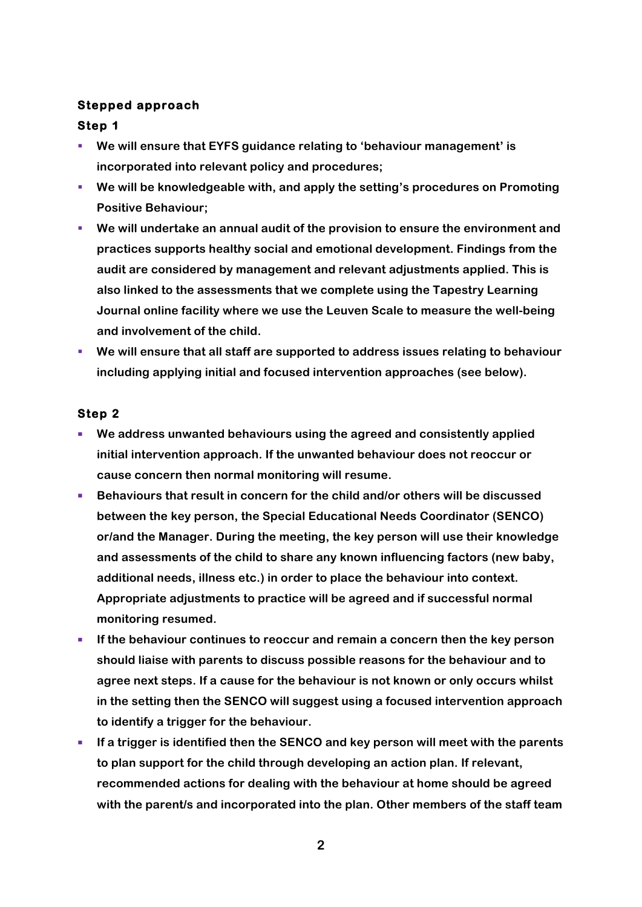**Stepped approach**

**Step 1**

- We will ensure that EYFS guidance relating to 'behaviour management' is incorporated into relevant policy and procedures;
- We will be knowledgeable with, and apply the setting's procedures on Promoting Positive Behaviour;
- We will undertake an annual audit of the provision to ensure the environment and practices supports healthy social and emotional development. Findings from the audit are considered by management and relevant adjustments applied. This is also linked to the assessments that we complete using the Tapestry Learning Journal online facility where we use the Leuven Scale to measure the well-being and involvement of the child.
- We will ensure that all staff are supported to address issues relating to behaviour including applying initial and focused intervention approaches (see below).

**Step 2**

- We address unwanted behaviours using the agreed and consistently applied initial intervention approach. If the unwanted behaviour does not reoccur or cause concern then normal monitoring will resume.
- Behaviours that result in concern for the child and/or others will be discussed between the key person, the Special Educational Needs Coordinator (SENCO) or/and the Manager. During the meeting, the key person will use their knowledge and assessments of the child to share any known influencing factors (new baby, additional needs, illness etc.) in order to place the behaviour into context. Appropriate adjustments to practice will be agreed and if successful normal monitoring resumed.
- If the behaviour continues to reoccur and remain a concern then the key person should liaise with parents to discuss possible reasons for the behaviour and to agree next steps. If a cause for the behaviour is not known or only occurs whilst in the setting then the SENCO will suggest using a focused intervention approach to identify a trigger for the behaviour.
- If a trigger is identified then the SENCO and key person will meet with the parents to plan support for the child through developing an action plan. If relevant, recommended actions for dealing with the behaviour at home should be agreed with the parent/s and incorporated into the plan. Other members of the staff team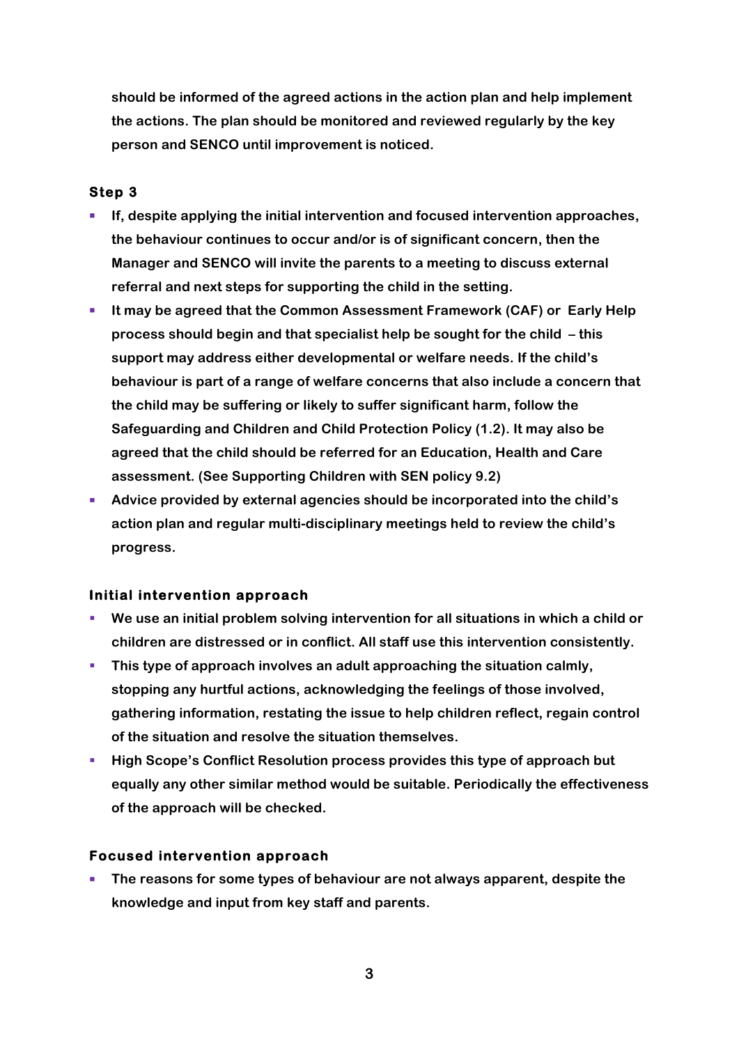should be informed of the agreed actions in the action plan and help implement the actions. The plan should be monitored and reviewed regularly by the key person and SENCO until improvement is noticed.

### Step 3

- If, despite applying the initial intervention and focused intervention approaches, the behaviour continues to occur and/or is of significant concern, then the Manager and SENCO will invite the parents to a meeting to discuss external referral and next steps for supporting the child in the setting.
- It may be agreed that the Common Assessment Framework (CAF) or Early Help process should begin and that specialist help be sought for the child – this support may address either developmental or welfare needs. If the child's behaviour is part of a range of welfare concerns that also include a concern that the child may be suffering or likely to suffer significant harm, follow the Safeguarding and Children and Child Protection Policy (1.2). It may also be agreed that the child should be referred for an Education, Health and Care assessment. (See Supporting Children with SEN policy 9.2)
- Advice provided by external agencies should be incorporated into the child's action plan and regular multi-disciplinary meetings held to review the child's progress.

### Initial intervention approach

- We use an initial problem solving intervention for all situations in which a child or children are distressed or in conflict. All staff use this intervention consistently.
- This type of approach involves an adult approaching the situation calmly, stopping any hurtful actions, acknowledging the feelings of those involved, gathering information, restating the issue to help children reflect, regain control of the situation and resolve the situation themselves.
- High Scope's Conflict Resolution process provides this type of approach but equally any other similar method would be suitable. Periodically the effectiveness of the approach will be checked.

### Focused intervention approach

- The reasons for some types of behaviour are not always apparent, despite the knowledge and input from key staff and parents.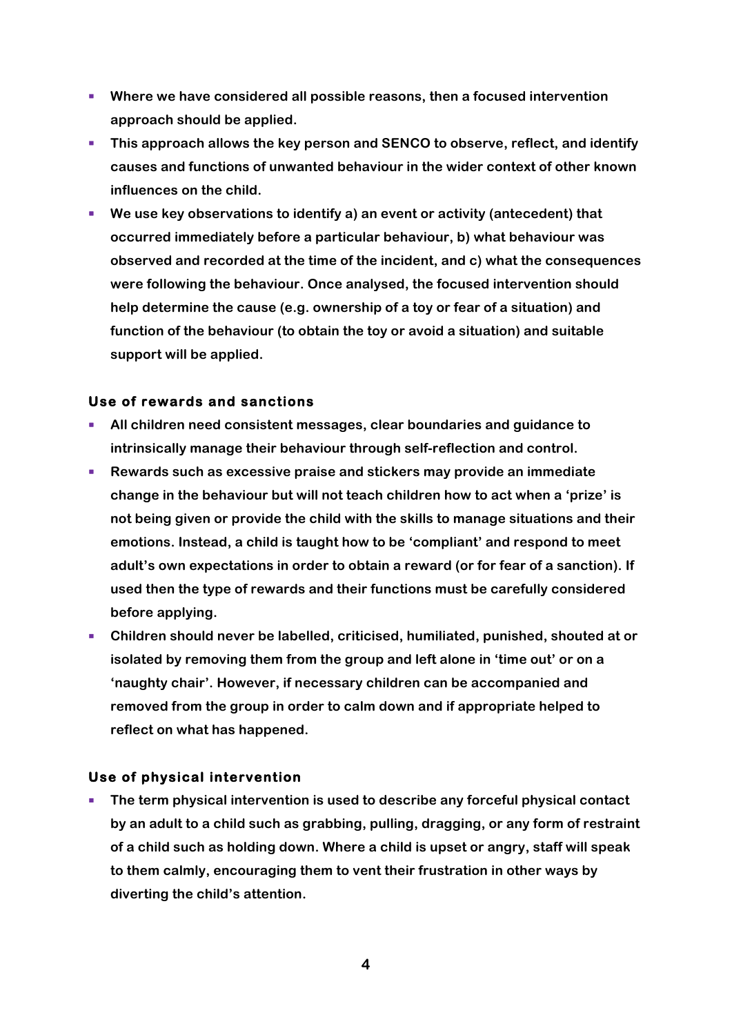- Where we have considered all possible reasons, then a focused intervention approach should be applied.
- This approach allows the key person and SENCO to observe, reflect, and identify causes and functions of unwanted behaviour in the wider context of other known influences on the child.
- We use key observations to identify a) an event or activity (antecedent) that occurred immediately before a particular behaviour, b) what behaviour was observed and recorded at the time of the incident, and c) what the consequences were following the behaviour. Once analysed, the focused intervention should help determine the cause (e.g. ownership of a toy or fear of a situation) and function of the behaviour (to obtain the toy or avoid a situation) and suitable support will be applied.

### Use of rewards and sanctions

- All children need consistent messages, clear boundaries and guidance to intrinsically manage their behaviour through self-reflection and control.
- Rewards such as excessive praise and stickers may provide an immediate change in the behaviour but will not teach children how to act when a 'prize' is not being given or provide the child with the skills to manage situations and their emotions. Instead, a child is taught how to be 'compliant' and respond to meet adult's own expectations in order to obtain a reward (or for fear of a sanction). If used then the type of rewards and their functions must be carefully considered before applying.
- Children should never be labelled, criticised, humiliated, punished, shouted at or isolated by removing them from the group and left alone in 'time out' or on a 'naughty chair'. However, if necessary children can be accompanied and removed from the group in order to calm down and if appropriate helped to reflect on what has happened.

### Use of physical intervention

- The term physical intervention is used to describe any forceful physical contact by an adult to a child such as grabbing, pulling, dragging, or any form of restraint of a child such as holding down. Where a child is upset or angry, staff will speak to them calmly, encouraging them to vent their frustration in other ways by diverting the child's attention.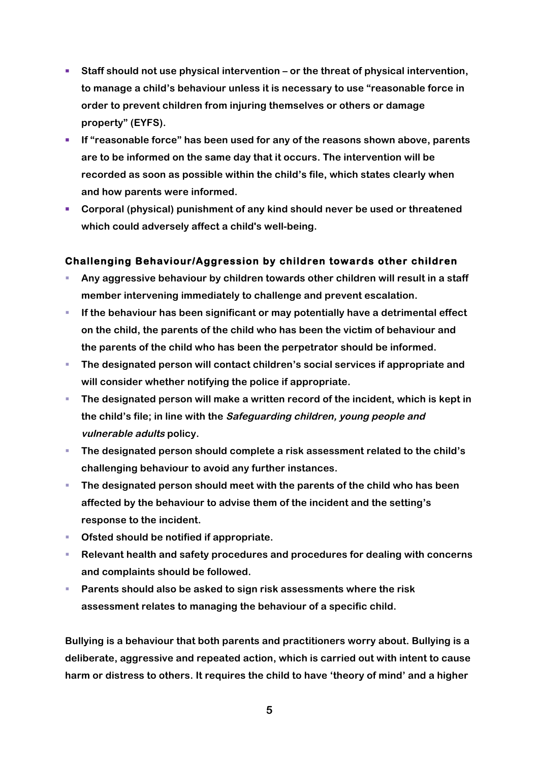- Staff should not use physical intervention – or the threat of physical intervention, to manage a child's behaviour unless it is necessary to use "reasonable force in order to prevent children from injuring themselves or others or damage property" (EYFS).
- If "reasonable force" has been used for any of the reasons shown above, parents are to be informed on the same day that it occurs. The intervention will be recorded as soon as possible within the child's file, which states clearly when and how parents were informed.
- Corporal (physical) punishment of any kind should never be used or threatened which could adversely affect a child's well-being.

**Challenging Behaviour/Aggression by children towards other children**

- Any aggressive behaviour by children towards other children will result in a staff member intervening immediately to challenge and prevent escalation.
- If the behaviour has been significant or may potentially have a detrimental effect on the child, the parents of the child who has been the victim of behaviour and the parents of the child who has been the perpetrator should be informed.
- The designated person will contact children's social services if appropriate and will consider whether notifying the police if appropriate.
- The designated person will make a written record of the incident, which is kept in the child's file; in line with the *Safeguarding children, young people and vulnerable adults* policy.
- The designated person should complete a risk assessment related to the child's challenging behaviour to avoid any further instances.
- The designated person should meet with the parents of the child who has been affected by the behaviour to advise them of the incident and the setting's response to the incident.
- Ofsted should be notified if appropriate.
- Relevant health and safety procedures and procedures for dealing with concerns and complaints should be followed.
- Parents should also be asked to sign risk assessments where the risk assessment relates to managing the behaviour of a specific child.

Bullying is a behaviour that both parents and practitioners worry about. Bullying is a deliberate, aggressive and repeated action, which is carried out with intent to cause harm or distress to others. It requires the child to have 'theory of mind' and a higher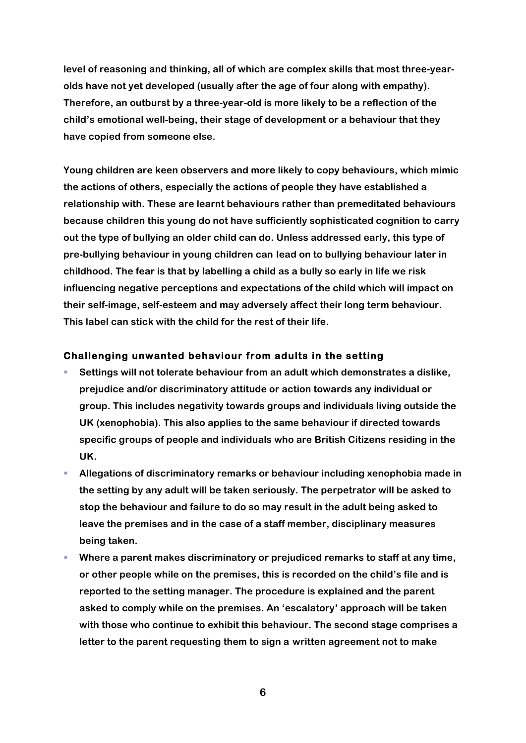level of reasoning and thinking, all of which are complex skills that most three-year-olds have not yet developed (usually after the age of four along with empathy). Therefore, an outburst by a three-year-old is more likely to be a reflection of the child's emotional well-being, their stage of development or a behaviour that they have copied from someone else.

Young children are keen observers and more likely to copy behaviours, which mimic the actions of others, especially the actions of people they have established a relationship with. These are learnt behaviours rather than premeditated behaviours because children this young do not have sufficiently sophisticated cognition to carry out the type of bullying an older child can do. Unless addressed early, this type of pre-bullying behaviour in young children can lead on to bullying behaviour later in childhood. The fear is that by labelling a child as a bully so early in life we risk influencing negative perceptions and expectations of the child which will impact on their self-image, self-esteem and may adversely affect their long term behaviour. This label can stick with the child for the rest of their life.

### Challenging unwanted behaviour from adults in the setting

- Settings will not tolerate behaviour from an adult which demonstrates a dislike, prejudice and/or discriminatory attitude or action towards any individual or group. This includes negativity towards groups and individuals living outside the UK (xenophobia). This also applies to the same behaviour if directed towards specific groups of people and individuals who are British Citizens residing in the UK.
- Allegations of discriminatory remarks or behaviour including xenophobia made in the setting by any adult will be taken seriously. The perpetrator will be asked to stop the behaviour and failure to do so may result in the adult being asked to leave the premises and in the case of a staff member, disciplinary measures being taken.
- Where a parent makes discriminatory or prejudiced remarks to staff at any time, or other people while on the premises, this is recorded on the child's file and is reported to the setting manager. The procedure is explained and the parent asked to comply while on the premises. An 'escalatory' approach will be taken with those who continue to exhibit this behaviour. The second stage comprises a letter to the parent requesting them to sign a written agreement not to make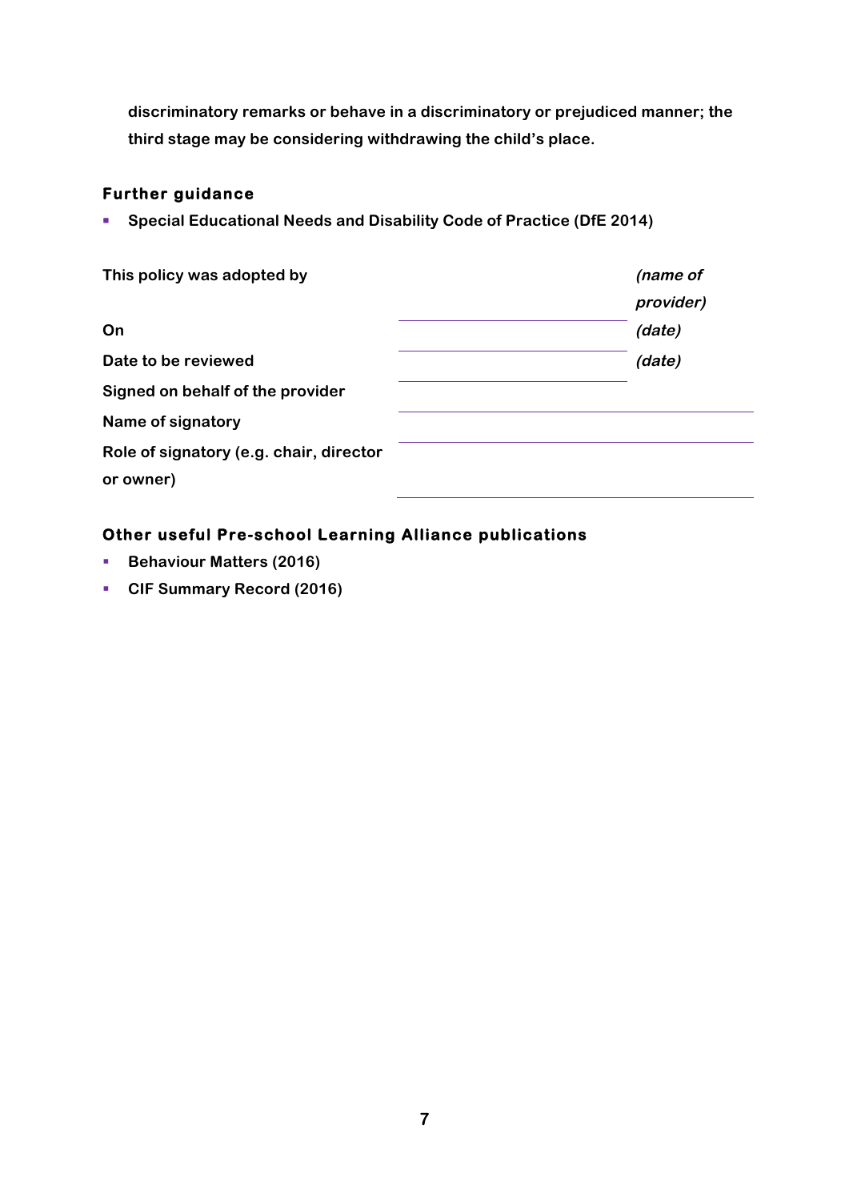**discriminatory remarks or behave in a discriminatory or prejudiced manner; the third stage may be considering withdrawing the child's place.**

### Further guidance

- **Special Educational Needs and Disability Code of Practice (DfE 2014)**

| | | |
|---|---|---|
| **This policy was adopted by** | | ***(name of provider)*** |
| **On** | | ***(date)*** |
| **Date to be reviewed** | | ***(date)*** |
| **Signed on behalf of the provider** | | |
| **Name of signatory** | | |
| **Role of signatory (e.g. chair, director or owner)** | | |

### Other useful Pre-school Learning Alliance publications

- **Behaviour Matters (2016)**
- **CIF Summary Record (2016)**